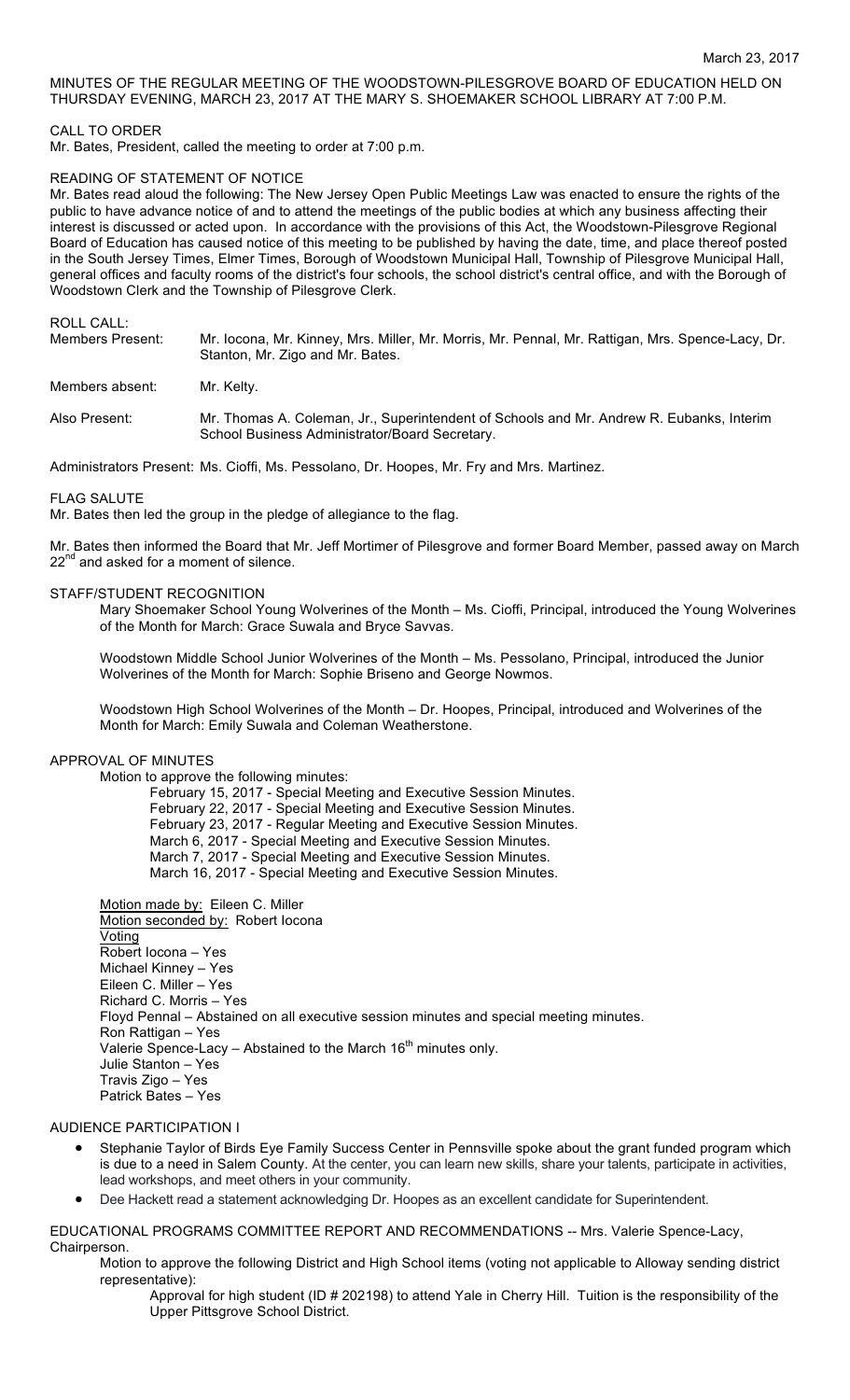March 23, 2017

MINUTES OF THE REGULAR MEETING OF THE WOODSTOWN-PILESGROVE BOARD OF EDUCATION HELD ON THURSDAY EVENING, MARCH 23, 2017 AT THE MARY S. SHOEMAKER SCHOOL LIBRARY AT 7:00 P.M.

CALL TO ORDER

Mr. Bates, President, called the meeting to order at 7:00 p.m.

READING OF STATEMENT OF NOTICE

Mr. Bates read aloud the following: The New Jersey Open Public Meetings Law was enacted to ensure the rights of the public to have advance notice of and to attend the meetings of the public bodies at which any business affecting their interest is discussed or acted upon. In accordance with the provisions of this Act, the Woodstown-Pilesgrove Regional Board of Education has caused notice of this meeting to be published by having the date, time, and place thereof posted in the South Jersey Times, Elmer Times, Borough of Woodstown Municipal Hall, Township of Pilesgrove Municipal Hall, general offices and faculty rooms of the district's four schools, the school district's central office, and with the Borough of Woodstown Clerk and the Township of Pilesgrove Clerk.

ROLL CALL:

Members Present: Mr. Iocona, Mr. Kinney, Mrs. Miller, Mr. Morris, Mr. Pennal, Mr. Rattigan, Mrs. Spence-Lacy, Dr. Stanton, Mr. Zigo and Mr. Bates.

Members absent: Mr. Kelty.

Also Present: Mr. Thomas A. Coleman, Jr., Superintendent of Schools and Mr. Andrew R. Eubanks, Interim School Business Administrator/Board Secretary.

Administrators Present: Ms. Cioffi, Ms. Pessolano, Dr. Hoopes, Mr. Fry and Mrs. Martinez.

FLAG SALUTE

Mr. Bates then led the group in the pledge of allegiance to the flag.

Mr. Bates then informed the Board that Mr. Jeff Mortimer of Pilesgrove and former Board Member, passed away on March 22nd and asked for a moment of silence.

STAFF/STUDENT RECOGNITION

Mary Shoemaker School Young Wolverines of the Month – Ms. Cioffi, Principal, introduced the Young Wolverines of the Month for March: Grace Suwala and Bryce Savvas.

Woodstown Middle School Junior Wolverines of the Month – Ms. Pessolano, Principal, introduced the Junior Wolverines of the Month for March: Sophie Briseno and George Nowmos.

Woodstown High School Wolverines of the Month – Dr. Hoopes, Principal, introduced and Wolverines of the Month for March: Emily Suwala and Coleman Weatherstone.

APPROVAL OF MINUTES

Motion to approve the following minutes:

February 15, 2017 - Special Meeting and Executive Session Minutes.
February 22, 2017 - Special Meeting and Executive Session Minutes.
February 23, 2017 - Regular Meeting and Executive Session Minutes.
March 6, 2017 - Special Meeting and Executive Session Minutes.
March 7, 2017 - Special Meeting and Executive Session Minutes.
March 16, 2017 - Special Meeting and Executive Session Minutes.

Motion made by: Eileen C. Miller
Motion seconded by: Robert Iocona
Voting
Robert Iocona – Yes
Michael Kinney – Yes
Eileen C. Miller – Yes
Richard C. Morris – Yes
Floyd Pennal – Abstained on all executive session minutes and special meeting minutes.
Ron Rattigan – Yes
Valerie Spence-Lacy – Abstained to the March 16th minutes only.
Julie Stanton – Yes
Travis Zigo – Yes
Patrick Bates – Yes

AUDIENCE PARTICIPATION I

- Stephanie Taylor of Birds Eye Family Success Center in Pennsville spoke about the grant funded program which is due to a need in Salem County. At the center, you can learn new skills, share your talents, participate in activities, lead workshops, and meet others in your community.
- Dee Hackett read a statement acknowledging Dr. Hoopes as an excellent candidate for Superintendent.

EDUCATIONAL PROGRAMS COMMITTEE REPORT AND RECOMMENDATIONS -- Mrs. Valerie Spence-Lacy, Chairperson.

Motion to approve the following District and High School items (voting not applicable to Alloway sending district representative):

Approval for high student (ID # 202198) to attend Yale in Cherry Hill. Tuition is the responsibility of the Upper Pittsgrove School District.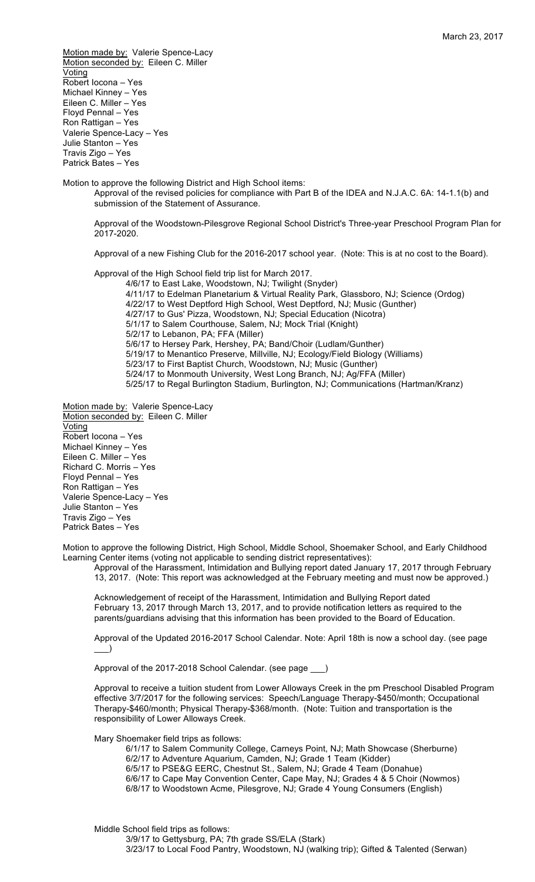Motion made by: Valerie Spence-Lacy
Motion seconded by: Eileen C. Miller
Voting
Robert Iocona – Yes
Michael Kinney – Yes
Eileen C. Miller – Yes
Floyd Pennal – Yes
Ron Rattigan – Yes
Valerie Spence-Lacy – Yes
Julie Stanton – Yes
Travis Zigo – Yes
Patrick Bates – Yes

Motion to approve the following District and High School items:

Approval of the revised policies for compliance with Part B of the IDEA and N.J.A.C. 6A: 14-1.1(b) and submission of the Statement of Assurance.

Approval of the Woodstown-Pilesgrove Regional School District's Three-year Preschool Program Plan for 2017-2020.

Approval of a new Fishing Club for the 2016-2017 school year. (Note: This is at no cost to the Board).

Approval of the High School field trip list for March 2017.

- 4/6/17 to East Lake, Woodstown, NJ; Twilight (Snyder)
- 4/11/17 to Edelman Planetarium & Virtual Reality Park, Glassboro, NJ; Science (Ordog)
- 4/22/17 to West Deptford High School, West Deptford, NJ; Music (Gunther)
- 4/27/17 to Gus' Pizza, Woodstown, NJ; Special Education (Nicotra)
- 5/1/17 to Salem Courthouse, Salem, NJ; Mock Trial (Knight)
- 5/2/17 to Lebanon, PA; FFA (Miller)
- 5/6/17 to Hersey Park, Hershey, PA; Band/Choir (Ludlam/Gunther)
- 5/19/17 to Menantico Preserve, Millville, NJ; Ecology/Field Biology (Williams)
- 5/23/17 to First Baptist Church, Woodstown, NJ; Music (Gunther)
- 5/24/17 to Monmouth University, West Long Branch, NJ; Ag/FFA (Miller)
- 5/25/17 to Regal Burlington Stadium, Burlington, NJ; Communications (Hartman/Kranz)

Motion made by: Valerie Spence-Lacy
Motion seconded by: Eileen C. Miller
Voting
Robert Iocona – Yes
Michael Kinney – Yes
Eileen C. Miller – Yes
Richard C. Morris – Yes
Floyd Pennal – Yes
Ron Rattigan – Yes
Valerie Spence-Lacy – Yes
Julie Stanton – Yes
Travis Zigo – Yes
Patrick Bates – Yes

Motion to approve the following District, High School, Middle School, Shoemaker School, and Early Childhood Learning Center items (voting not applicable to sending district representatives):

Approval of the Harassment, Intimidation and Bullying report dated January 17, 2017 through February 13, 2017. (Note: This report was acknowledged at the February meeting and must now be approved.)

Acknowledgement of receipt of the Harassment, Intimidation and Bullying Report dated February 13, 2017 through March 13, 2017, and to provide notification letters as required to the parents/guardians advising that this information has been provided to the Board of Education.

Approval of the Updated 2016-2017 School Calendar. Note: April 18th is now a school day. (see page ___)

Approval of the 2017-2018 School Calendar. (see page ___)

Approval to receive a tuition student from Lower Alloways Creek in the pm Preschool Disabled Program effective 3/7/2017 for the following services: Speech/Language Therapy-$450/month; Occupational Therapy-$460/month; Physical Therapy-$368/month. (Note: Tuition and transportation is the responsibility of Lower Alloways Creek.

Mary Shoemaker field trips as follows:

- 6/1/17 to Salem Community College, Carneys Point, NJ; Math Showcase (Sherburne)
- 6/2/17 to Adventure Aquarium, Camden, NJ; Grade 1 Team (Kidder)
- 6/5/17 to PSE&G EERC, Chestnut St., Salem, NJ; Grade 4 Team (Donahue)
- 6/6/17 to Cape May Convention Center, Cape May, NJ; Grades 4 & 5 Choir (Nowmos)
- 6/8/17 to Woodstown Acme, Pilesgrove, NJ; Grade 4 Young Consumers (English)

Middle School field trips as follows:

- 3/9/17 to Gettysburg, PA; 7th grade SS/ELA (Stark)
- 3/23/17 to Local Food Pantry, Woodstown, NJ (walking trip); Gifted & Talented (Serwan)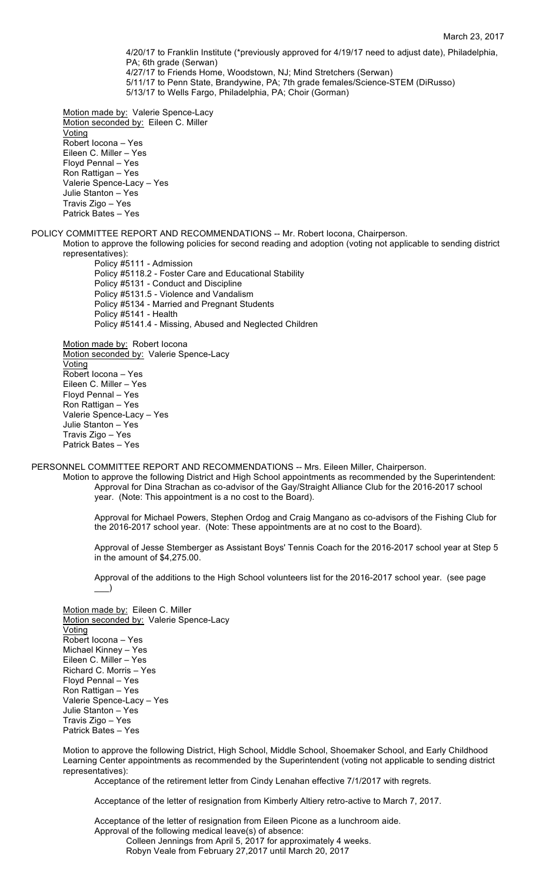4/20/17 to Franklin Institute (*previously approved for 4/19/17 need to adjust date), Philadelphia, PA; 6th grade (Serwan)
4/27/17 to Friends Home, Woodstown, NJ; Mind Stretchers (Serwan)
5/11/17 to Penn State, Brandywine, PA; 7th grade females/Science-STEM (DiRusso)
5/13/17 to Wells Fargo, Philadelphia, PA; Choir (Gorman)

Motion made by: Valerie Spence-Lacy
Motion seconded by: Eileen C. Miller
Voting
Robert Iocona – Yes
Eileen C. Miller – Yes
Floyd Pennal – Yes
Ron Rattigan – Yes
Valerie Spence-Lacy – Yes
Julie Stanton – Yes
Travis Zigo – Yes
Patrick Bates – Yes

POLICY COMMITTEE REPORT AND RECOMMENDATIONS -- Mr. Robert Iocona, Chairperson.

Motion to approve the following policies for second reading and adoption (voting not applicable to sending district representatives):

Policy #5111 - Admission
Policy #5118.2 - Foster Care and Educational Stability
Policy #5131 - Conduct and Discipline
Policy #5131.5 - Violence and Vandalism
Policy #5134 - Married and Pregnant Students
Policy #5141 - Health
Policy #5141.4 - Missing, Abused and Neglected Children

Motion made by: Robert Iocona
Motion seconded by: Valerie Spence-Lacy
Voting
Robert Iocona – Yes
Eileen C. Miller – Yes
Floyd Pennal – Yes
Ron Rattigan – Yes
Valerie Spence-Lacy – Yes
Julie Stanton – Yes
Travis Zigo – Yes
Patrick Bates – Yes

PERSONNEL COMMITTEE REPORT AND RECOMMENDATIONS -- Mrs. Eileen Miller, Chairperson.

Motion to approve the following District and High School appointments as recommended by the Superintendent:

Approval for Dina Strachan as co-advisor of the Gay/Straight Alliance Club for the 2016-2017 school year. (Note: This appointment is a no cost to the Board).

Approval for Michael Powers, Stephen Ordog and Craig Mangano as co-advisors of the Fishing Club for the 2016-2017 school year. (Note: These appointments are at no cost to the Board).

Approval of Jesse Stemberger as Assistant Boys' Tennis Coach for the 2016-2017 school year at Step 5 in the amount of $4,275.00.

Approval of the additions to the High School volunteers list for the 2016-2017 school year. (see page ___)

Motion made by: Eileen C. Miller
Motion seconded by: Valerie Spence-Lacy
Voting
Robert Iocona – Yes
Michael Kinney – Yes
Eileen C. Miller – Yes
Richard C. Morris – Yes
Floyd Pennal – Yes
Ron Rattigan – Yes
Valerie Spence-Lacy – Yes
Julie Stanton – Yes
Travis Zigo – Yes
Patrick Bates – Yes

Motion to approve the following District, High School, Middle School, Shoemaker School, and Early Childhood Learning Center appointments as recommended by the Superintendent (voting not applicable to sending district representatives):

Acceptance of the retirement letter from Cindy Lenahan effective 7/1/2017 with regrets.

Acceptance of the letter of resignation from Kimberly Altiery retro-active to March 7, 2017.

Acceptance of the letter of resignation from Eileen Picone as a lunchroom aide.

Approval of the following medical leave(s) of absence:

Colleen Jennings from April 5, 2017 for approximately 4 weeks.
Robyn Veale from February 27,2017 until March 20, 2017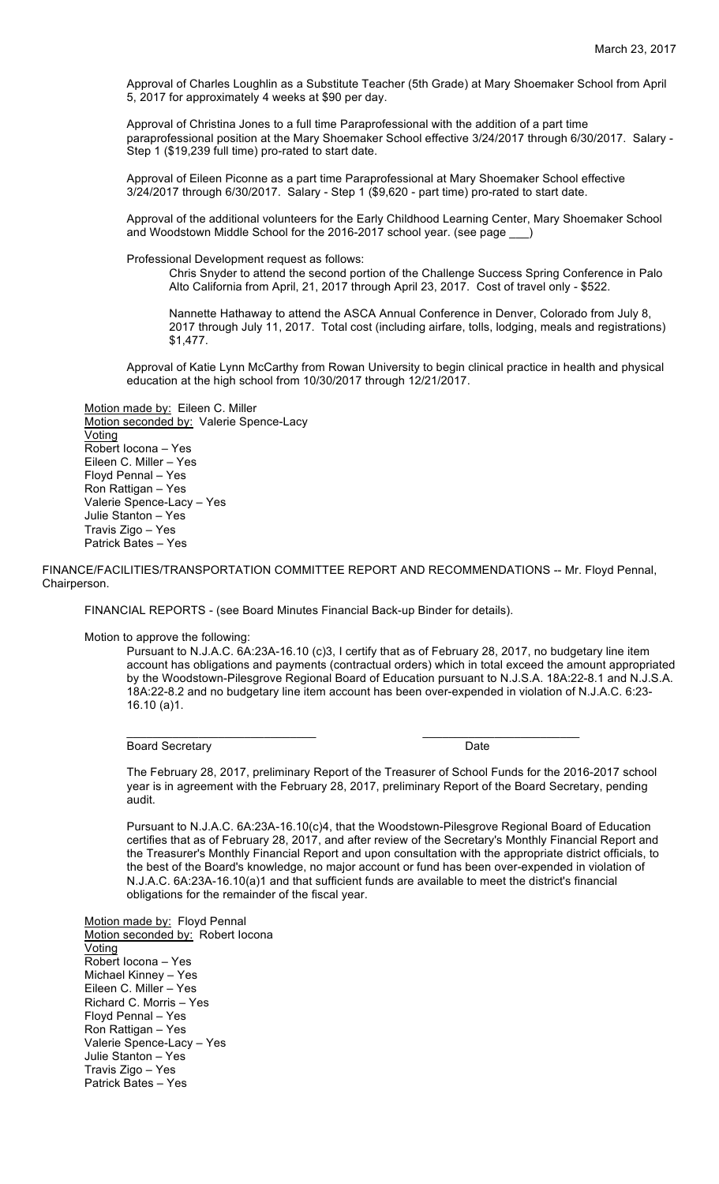March 23, 2017

Approval of Charles Loughlin as a Substitute Teacher (5th Grade) at Mary Shoemaker School from April 5, 2017 for approximately 4 weeks at $90 per day.

Approval of Christina Jones to a full time Paraprofessional with the addition of a part time paraprofessional position at the Mary Shoemaker School effective 3/24/2017 through 6/30/2017. Salary - Step 1 ($19,239 full time) pro-rated to start date.

Approval of Eileen Piconne as a part time Paraprofessional at Mary Shoemaker School effective 3/24/2017 through 6/30/2017. Salary - Step 1 ($9,620 - part time) pro-rated to start date.

Approval of the additional volunteers for the Early Childhood Learning Center, Mary Shoemaker School and Woodstown Middle School for the 2016-2017 school year. (see page ___)

Professional Development request as follows:

Chris Snyder to attend the second portion of the Challenge Success Spring Conference in Palo Alto California from April, 21, 2017 through April 23, 2017. Cost of travel only - $522.

Nannette Hathaway to attend the ASCA Annual Conference in Denver, Colorado from July 8, 2017 through July 11, 2017. Total cost (including airfare, tolls, lodging, meals and registrations) $1,477.

Approval of Katie Lynn McCarthy from Rowan University to begin clinical practice in health and physical education at the high school from 10/30/2017 through 12/21/2017.

Motion made by: Eileen C. Miller
Motion seconded by: Valerie Spence-Lacy
Voting
Robert Iocona – Yes
Eileen C. Miller – Yes
Floyd Pennal – Yes
Ron Rattigan – Yes
Valerie Spence-Lacy – Yes
Julie Stanton – Yes
Travis Zigo – Yes
Patrick Bates – Yes

FINANCE/FACILITIES/TRANSPORTATION COMMITTEE REPORT AND RECOMMENDATIONS -- Mr. Floyd Pennal, Chairperson.

FINANCIAL REPORTS - (see Board Minutes Financial Back-up Binder for details).

Motion to approve the following:

Pursuant to N.J.A.C. 6A:23A-16.10 (c)3, I certify that as of February 28, 2017, no budgetary line item account has obligations and payments (contractual orders) which in total exceed the amount appropriated by the Woodstown-Pilesgrove Regional Board of Education pursuant to N.J.S.A. 18A:22-8.1 and N.J.S.A. 18A:22-8.2 and no budgetary line item account has been over-expended in violation of N.J.A.C. 6:23-16.10 (a)1.

______________________________ ________________________
Board Secretary Date

The February 28, 2017, preliminary Report of the Treasurer of School Funds for the 2016-2017 school year is in agreement with the February 28, 2017, preliminary Report of the Board Secretary, pending audit.

Pursuant to N.J.A.C. 6A:23A-16.10(c)4, that the Woodstown-Pilesgrove Regional Board of Education certifies that as of February 28, 2017, and after review of the Secretary's Monthly Financial Report and the Treasurer's Monthly Financial Report and upon consultation with the appropriate district officials, to the best of the Board's knowledge, no major account or fund has been over-expended in violation of N.J.A.C. 6A:23A-16.10(a)1 and that sufficient funds are available to meet the district's financial obligations for the remainder of the fiscal year.

Motion made by: Floyd Pennal
Motion seconded by: Robert Iocona
Voting
Robert Iocona – Yes
Michael Kinney – Yes
Eileen C. Miller – Yes
Richard C. Morris – Yes
Floyd Pennal – Yes
Ron Rattigan – Yes
Valerie Spence-Lacy – Yes
Julie Stanton – Yes
Travis Zigo – Yes
Patrick Bates – Yes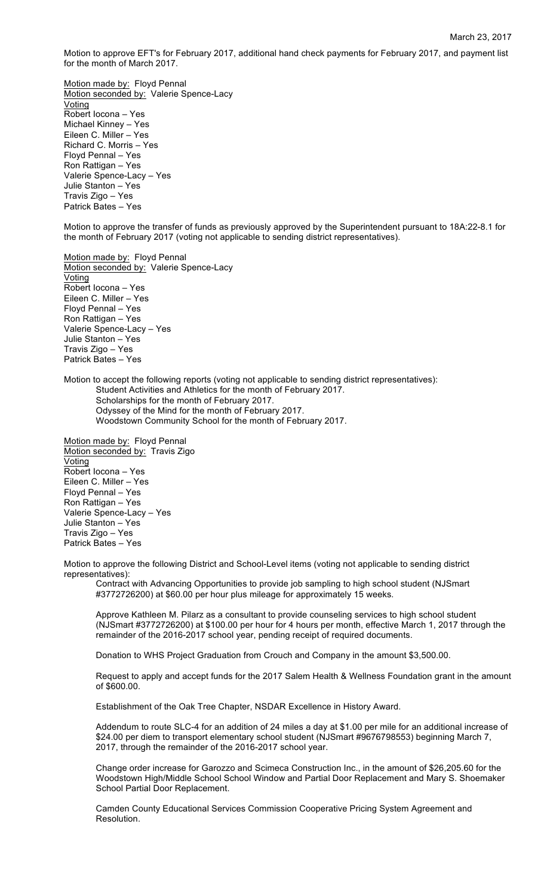Motion to approve EFT's for February 2017, additional hand check payments for February 2017, and payment list for the month of March 2017.

Motion made by: Floyd Pennal
Motion seconded by: Valerie Spence-Lacy
Voting
Robert Iocona – Yes
Michael Kinney – Yes
Eileen C. Miller – Yes
Richard C. Morris – Yes
Floyd Pennal – Yes
Ron Rattigan – Yes
Valerie Spence-Lacy – Yes
Julie Stanton – Yes
Travis Zigo – Yes
Patrick Bates – Yes

Motion to approve the transfer of funds as previously approved by the Superintendent pursuant to 18A:22-8.1 for the month of February 2017 (voting not applicable to sending district representatives).

Motion made by: Floyd Pennal
Motion seconded by: Valerie Spence-Lacy
Voting
Robert Iocona – Yes
Eileen C. Miller – Yes
Floyd Pennal – Yes
Ron Rattigan – Yes
Valerie Spence-Lacy – Yes
Julie Stanton – Yes
Travis Zigo – Yes
Patrick Bates – Yes

Motion to accept the following reports (voting not applicable to sending district representatives):

Student Activities and Athletics for the month of February 2017.
Scholarships for the month of February 2017.
Odyssey of the Mind for the month of February 2017.
Woodstown Community School for the month of February 2017.

Motion made by: Floyd Pennal
Motion seconded by: Travis Zigo
Voting
Robert Iocona – Yes
Eileen C. Miller – Yes
Floyd Pennal – Yes
Ron Rattigan – Yes
Valerie Spence-Lacy – Yes
Julie Stanton – Yes
Travis Zigo – Yes
Patrick Bates – Yes

Motion to approve the following District and School-Level items (voting not applicable to sending district representatives):

Contract with Advancing Opportunities to provide job sampling to high school student (NJSmart #3772726200) at $60.00 per hour plus mileage for approximately 15 weeks.

Approve Kathleen M. Pilarz as a consultant to provide counseling services to high school student (NJSmart #3772726200) at $100.00 per hour for 4 hours per month, effective March 1, 2017 through the remainder of the 2016-2017 school year, pending receipt of required documents.

Donation to WHS Project Graduation from Crouch and Company in the amount $3,500.00.

Request to apply and accept funds for the 2017 Salem Health & Wellness Foundation grant in the amount of $600.00.

Establishment of the Oak Tree Chapter, NSDAR Excellence in History Award.

Addendum to route SLC-4 for an addition of 24 miles a day at $1.00 per mile for an additional increase of $24.00 per diem to transport elementary school student (NJSmart #9676798553) beginning March 7, 2017, through the remainder of the 2016-2017 school year.

Change order increase for Garozzo and Scimeca Construction Inc., in the amount of $26,205.60 for the Woodstown High/Middle School School Window and Partial Door Replacement and Mary S. Shoemaker School Partial Door Replacement.

Camden County Educational Services Commission Cooperative Pricing System Agreement and Resolution.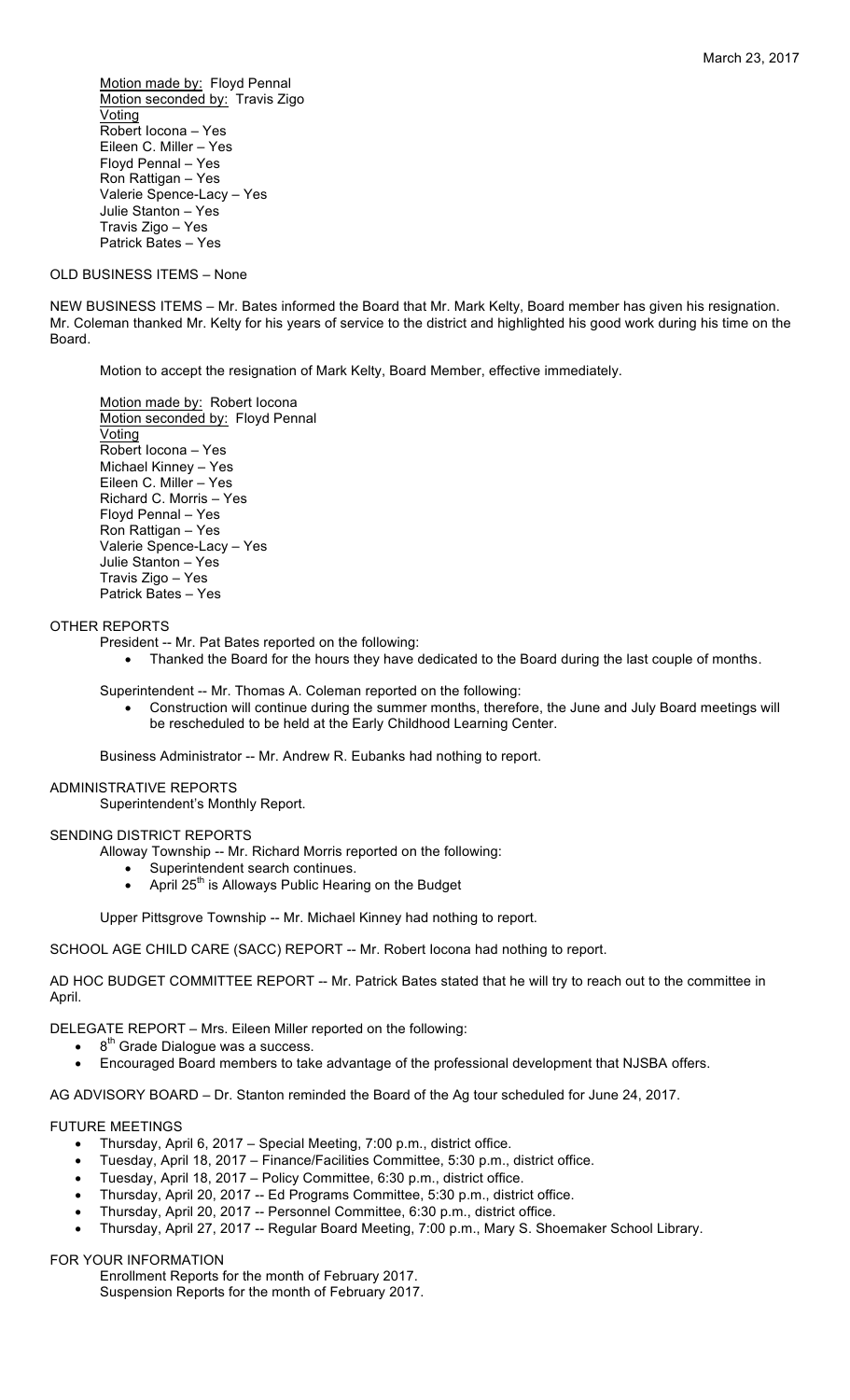Motion made by: Floyd Pennal
Motion seconded by: Travis Zigo
Voting
Robert Iocona – Yes
Eileen C. Miller – Yes
Floyd Pennal – Yes
Ron Rattigan – Yes
Valerie Spence-Lacy – Yes
Julie Stanton – Yes
Travis Zigo – Yes
Patrick Bates – Yes

OLD BUSINESS ITEMS – None

NEW BUSINESS ITEMS – Mr. Bates informed the Board that Mr. Mark Kelty, Board member has given his resignation. Mr. Coleman thanked Mr. Kelty for his years of service to the district and highlighted his good work during his time on the Board.

Motion to accept the resignation of Mark Kelty, Board Member, effective immediately.

Motion made by: Robert Iocona
Motion seconded by: Floyd Pennal
Voting
Robert Iocona – Yes
Michael Kinney – Yes
Eileen C. Miller – Yes
Richard C. Morris – Yes
Floyd Pennal – Yes
Ron Rattigan – Yes
Valerie Spence-Lacy – Yes
Julie Stanton – Yes
Travis Zigo – Yes
Patrick Bates – Yes

OTHER REPORTS

President -- Mr. Pat Bates reported on the following:

- Thanked the Board for the hours they have dedicated to the Board during the last couple of months.

Superintendent -- Mr. Thomas A. Coleman reported on the following:

- Construction will continue during the summer months, therefore, the June and July Board meetings will be rescheduled to be held at the Early Childhood Learning Center.

Business Administrator -- Mr. Andrew R. Eubanks had nothing to report.

ADMINISTRATIVE REPORTS

Superintendent's Monthly Report.

SENDING DISTRICT REPORTS

Alloway Township -- Mr. Richard Morris reported on the following:

- Superintendent search continues.
- April 25th is Alloways Public Hearing on the Budget

Upper Pittsgrove Township -- Mr. Michael Kinney had nothing to report.

SCHOOL AGE CHILD CARE (SACC) REPORT -- Mr. Robert Iocona had nothing to report.

AD HOC BUDGET COMMITTEE REPORT -- Mr. Patrick Bates stated that he will try to reach out to the committee in April.

DELEGATE REPORT – Mrs. Eileen Miller reported on the following:

- 8th Grade Dialogue was a success.
- Encouraged Board members to take advantage of the professional development that NJSBA offers.

AG ADVISORY BOARD – Dr. Stanton reminded the Board of the Ag tour scheduled for June 24, 2017.

FUTURE MEETINGS

- Thursday, April 6, 2017 – Special Meeting, 7:00 p.m., district office.
- Tuesday, April 18, 2017 – Finance/Facilities Committee, 5:30 p.m., district office.
- Tuesday, April 18, 2017 – Policy Committee, 6:30 p.m., district office.
- Thursday, April 20, 2017 -- Ed Programs Committee, 5:30 p.m., district office.
- Thursday, April 20, 2017 -- Personnel Committee, 6:30 p.m., district office.
- Thursday, April 27, 2017 -- Regular Board Meeting, 7:00 p.m., Mary S. Shoemaker School Library.

FOR YOUR INFORMATION

Enrollment Reports for the month of February 2017.
Suspension Reports for the month of February 2017.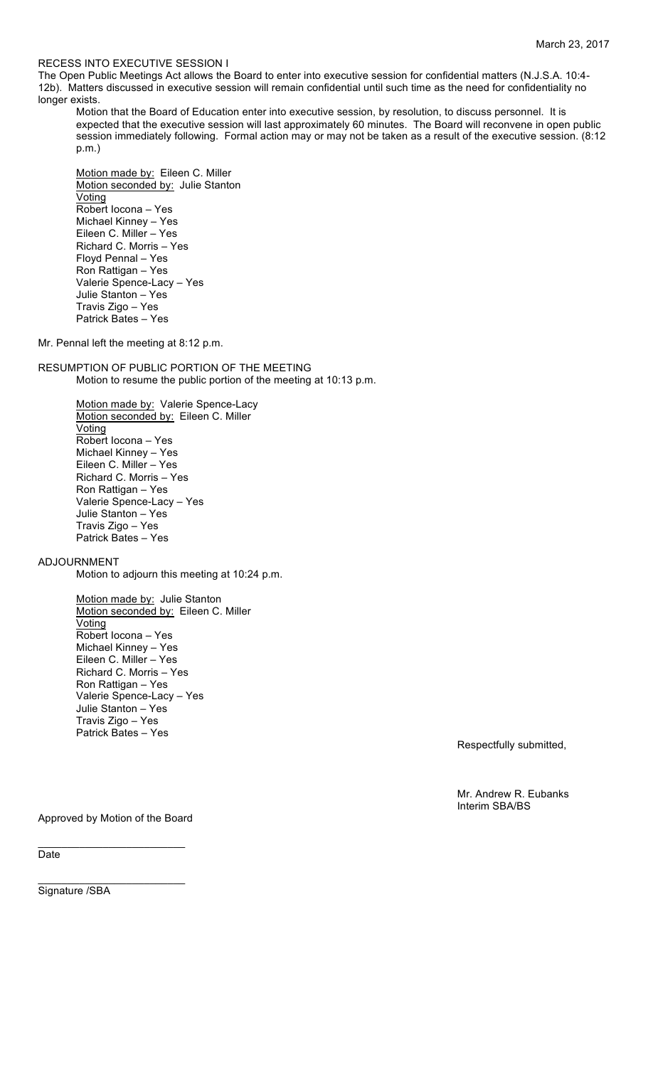March 23, 2017

RECESS INTO EXECUTIVE SESSION I

The Open Public Meetings Act allows the Board to enter into executive session for confidential matters (N.J.S.A. 10:4-12b). Matters discussed in executive session will remain confidential until such time as the need for confidentiality no longer exists.

Motion that the Board of Education enter into executive session, by resolution, to discuss personnel. It is expected that the executive session will last approximately 60 minutes. The Board will reconvene in open public session immediately following. Formal action may or may not be taken as a result of the executive session. (8:12 p.m.)

Motion made by: Eileen C. Miller
Motion seconded by: Julie Stanton
Voting
Robert Iocona – Yes
Michael Kinney – Yes
Eileen C. Miller – Yes
Richard C. Morris – Yes
Floyd Pennal – Yes
Ron Rattigan – Yes
Valerie Spence-Lacy – Yes
Julie Stanton – Yes
Travis Zigo – Yes
Patrick Bates – Yes

Mr. Pennal left the meeting at 8:12 p.m.

RESUMPTION OF PUBLIC PORTION OF THE MEETING

Motion to resume the public portion of the meeting at 10:13 p.m.

Motion made by: Valerie Spence-Lacy
Motion seconded by: Eileen C. Miller
Voting
Robert Iocona – Yes
Michael Kinney – Yes
Eileen C. Miller – Yes
Richard C. Morris – Yes
Ron Rattigan – Yes
Valerie Spence-Lacy – Yes
Julie Stanton – Yes
Travis Zigo – Yes
Patrick Bates – Yes

ADJOURNMENT

Motion to adjourn this meeting at 10:24 p.m.

Motion made by: Julie Stanton
Motion seconded by: Eileen C. Miller
Voting
Robert Iocona – Yes
Michael Kinney – Yes
Eileen C. Miller – Yes
Richard C. Morris – Yes
Ron Rattigan – Yes
Valerie Spence-Lacy – Yes
Julie Stanton – Yes
Travis Zigo – Yes
Patrick Bates – Yes

Respectfully submitted,

Mr. Andrew R. Eubanks
Interim SBA/BS

Approved by Motion of the Board

\_\_\_\_\_\_\_\_\_\_\_\_\_\_\_\_\_\_\_\_\_\_\_\_\_
Date

\_\_\_\_\_\_\_\_\_\_\_\_\_\_\_\_\_\_\_\_\_\_\_\_\_
Signature /SBA